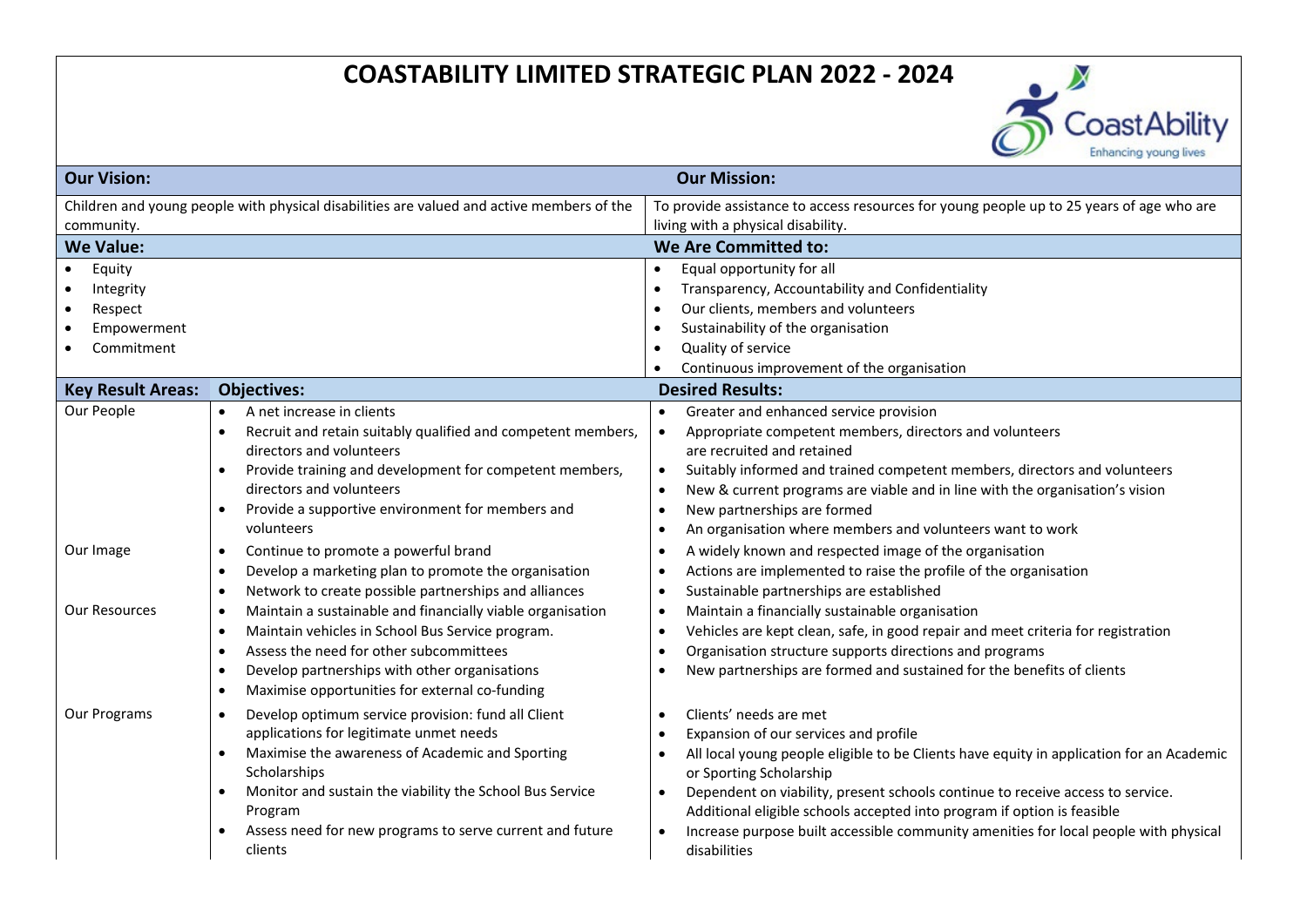# COASTABILITY LIMITED STRATEGIC PLAN 2022 - 2024

CoastAbility
Enhancing young lives

| **Our Vision:** | **Our Mission:** |
|---|---|
| Children and young people with physical disabilities are valued and active members of the community. | To provide assistance to access resources for young people up to 25 years of age who are living with a physical disability. |

| **We Value:** | **We Are Committed to:** |
|---|---|
| • Equity<br>• Integrity<br>• Respect<br>• Empowerment<br>• Commitment | • Equal opportunity for all<br>• Transparency, Accountability and Confidentiality<br>• Our clients, members and volunteers<br>• Sustainability of the organisation<br>• Quality of service<br>• Continuous improvement of the organisation |

| **Key Result Areas:** | **Objectives:** | **Desired Results:** |
|---|---|---|
| Our People | • A net increase in clients<br>• Recruit and retain suitably qualified and competent members, directors and volunteers<br>• Provide training and development for competent members, directors and volunteers<br>• Provide a supportive environment for members and volunteers | • Greater and enhanced service provision<br>• Appropriate competent members, directors and volunteers are recruited and retained<br>• Suitably informed and trained competent members, directors and volunteers<br>• New & current programs are viable and in line with the organisation's vision<br>• New partnerships are formed<br>• An organisation where members and volunteers want to work |
| Our Image | • Continue to promote a powerful brand<br>• Develop a marketing plan to promote the organisation<br>• Network to create possible partnerships and alliances | • A widely known and respected image of the organisation<br>• Actions are implemented to raise the profile of the organisation<br>• Sustainable partnerships are established |
| Our Resources | • Maintain a sustainable and financially viable organisation<br>• Maintain vehicles in School Bus Service program.<br>• Assess the need for other subcommittees<br>• Develop partnerships with other organisations<br>• Maximise opportunities for external co-funding | • Maintain a financially sustainable organisation<br>• Vehicles are kept clean, safe, in good repair and meet criteria for registration<br>• Organisation structure supports directions and programs<br>• New partnerships are formed and sustained for the benefits of clients |
| Our Programs | • Develop optimum service provision: fund all Client applications for legitimate unmet needs<br>• Maximise the awareness of Academic and Sporting Scholarships<br>• Monitor and sustain the viability the School Bus Service Program<br>• Assess need for new programs to serve current and future clients | • Clients' needs are met<br>• Expansion of our services and profile<br>• All local young people eligible to be Clients have equity in application for an Academic or Sporting Scholarship<br>• Dependent on viability, present schools continue to receive access to service. Additional eligible schools accepted into program if option is feasible<br>• Increase purpose built accessible community amenities for local people with physical disabilities |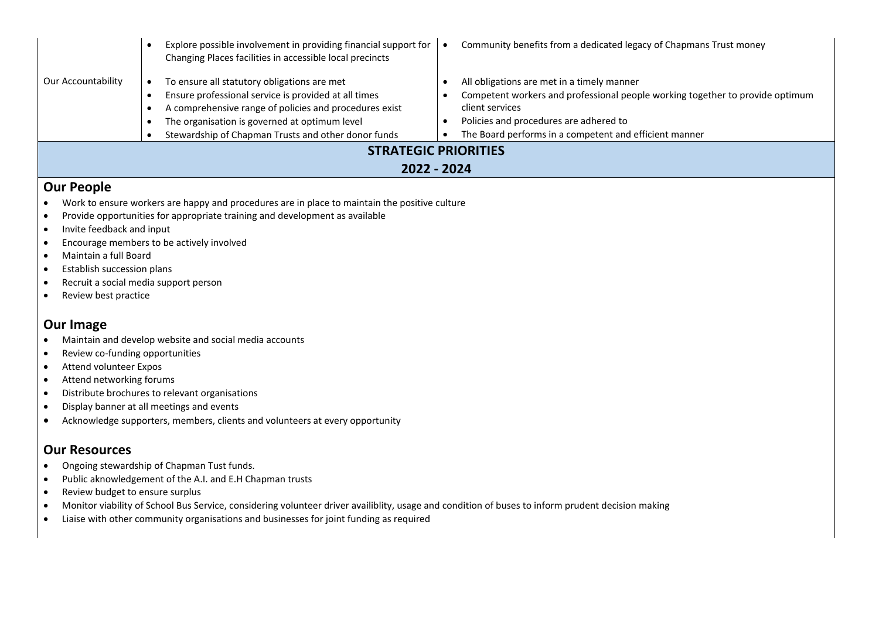| | | |
|---|---|---|
| | • Explore possible involvement in providing financial support for Changing Places facilities in accessible local precincts | • Community benefits from a dedicated legacy of Chapmans Trust money |
| Our Accountability | • To ensure all statutory obligations are met<br>• Ensure professional service is provided at all times<br>• A comprehensive range of policies and procedures exist<br>• The organisation is governed at optimum level<br>• Stewardship of Chapman Trusts and other donor funds | • All obligations are met in a timely manner<br>• Competent workers and professional people working together to provide optimum client services<br>• Policies and procedures are adhered to<br>• The Board performs in a competent and efficient manner |

## STRATEGIC PRIORITIES 2022 - 2024

### Our People

- Work to ensure workers are happy and procedures are in place to maintain the positive culture
- Provide opportunities for appropriate training and development as available
- Invite feedback and input
- Encourage members to be actively involved
- Maintain a full Board
- Establish succession plans
- Recruit a social media support person
- Review best practice

### Our Image

- Maintain and develop website and social media accounts
- Review co-funding opportunities
- Attend volunteer Expos
- Attend networking forums
- Distribute brochures to relevant organisations
- Display banner at all meetings and events
- Acknowledge supporters, members, clients and volunteers at every opportunity

### Our Resources

- Ongoing stewardship of Chapman Tust funds.
- Public aknowledgement of the A.I. and E.H Chapman trusts
- Review budget to ensure surplus
- Monitor viability of School Bus Service, considering volunteer driver availiblity, usage and condition of buses to inform prudent decision making
- Liaise with other community organisations and businesses for joint funding as required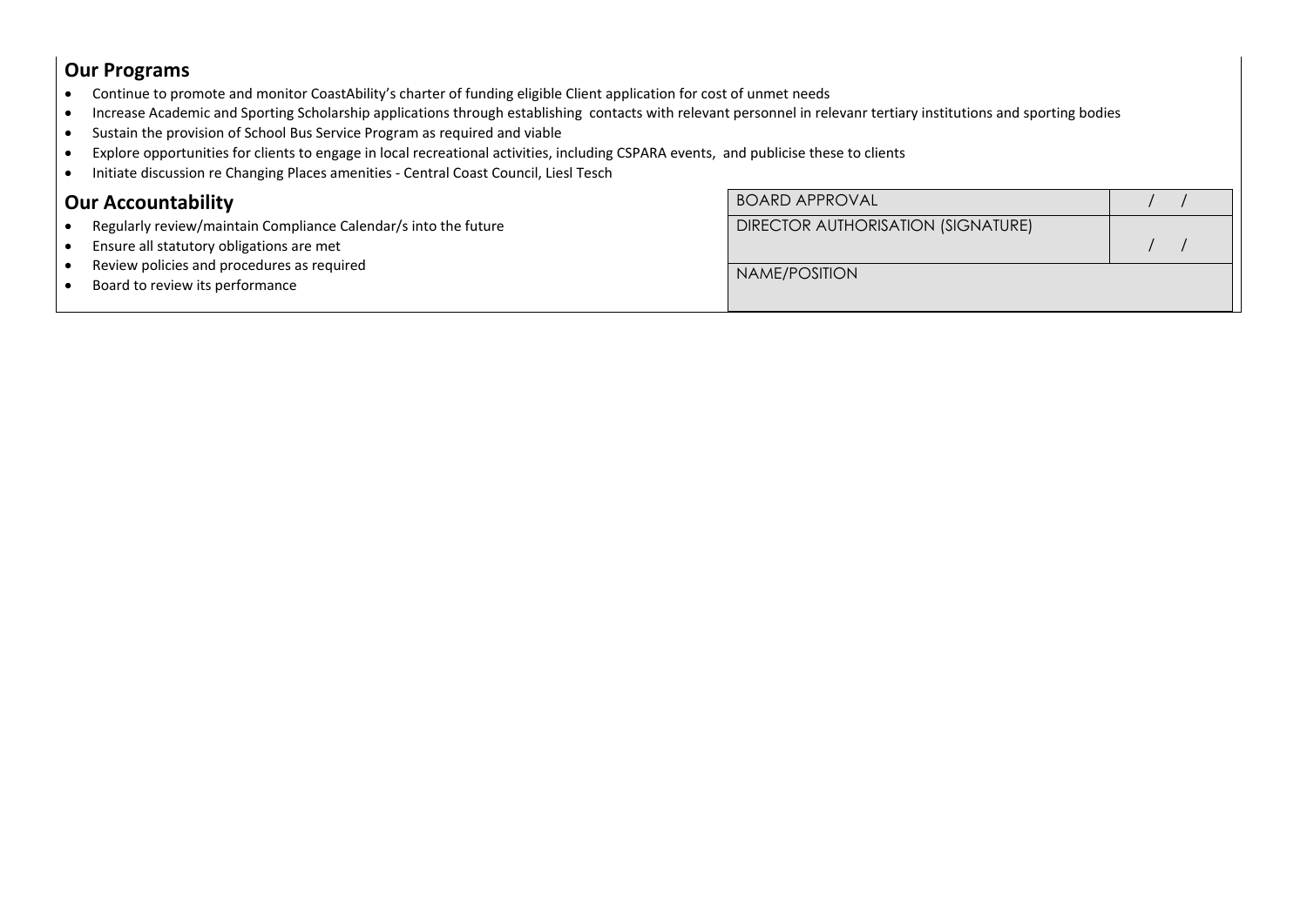## Our Programs

- Continue to promote and monitor CoastAbility's charter of funding eligible Client application for cost of unmet needs
- Increase Academic and Sporting Scholarship applications through establishing contacts with relevant personnel in relevanr tertiary institutions and sporting bodies
- Sustain the provision of School Bus Service Program as required and viable
- Explore opportunities for clients to engage in local recreational activities, including CSPARA events, and publicise these to clients
- Initiate discussion re Changing Places amenities - Central Coast Council, Liesl Tesch

## Our Accountability

- Regularly review/maintain Compliance Calendar/s into the future
- Ensure all statutory obligations are met
- Review policies and procedures as required
- Board to review its performance

| | |
|---|---|
| BOARD APPROVAL | / / |
| DIRECTOR AUTHORISATION (SIGNATURE) | / / |
| NAME/POSITION | |